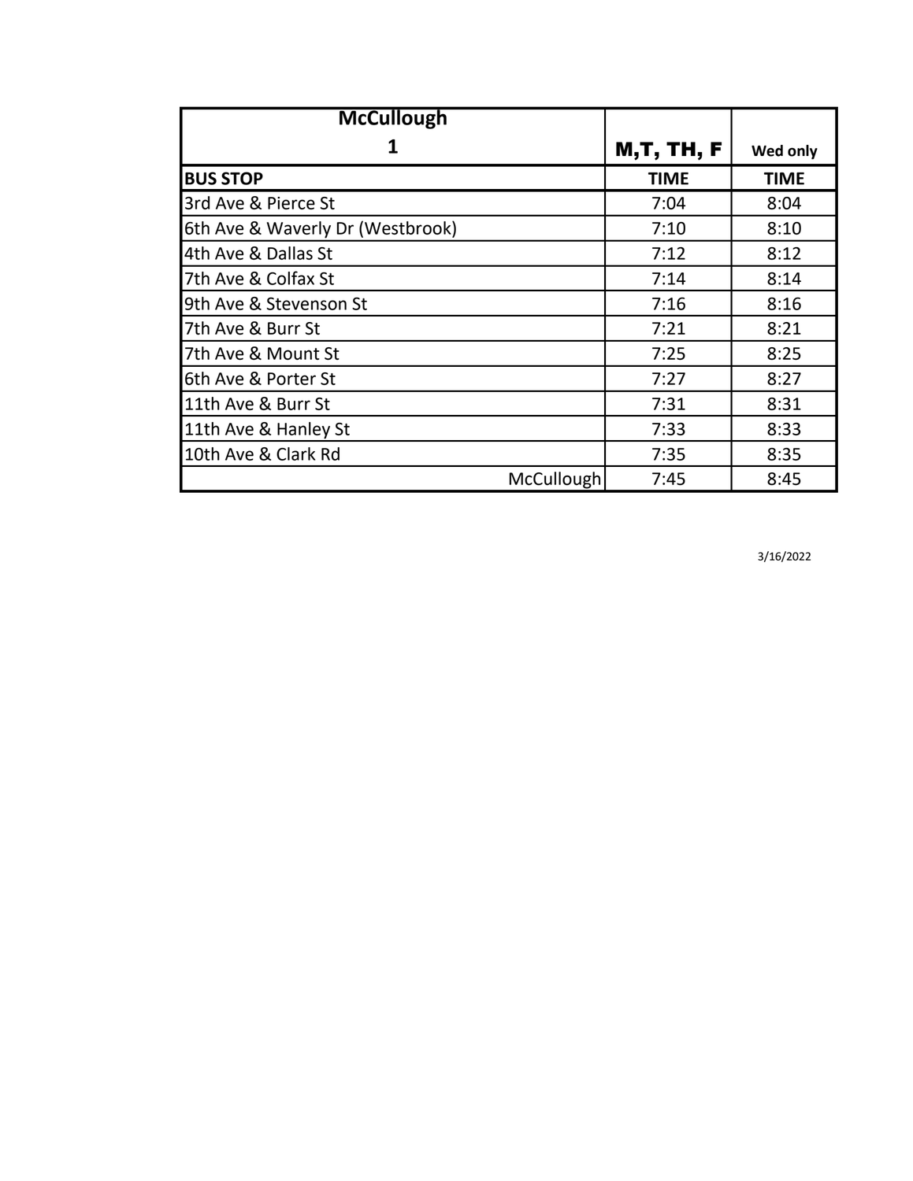| McCullough 1 | M,T, TH, F | Wed only |
|---|---|---|
| **BUS STOP** | **TIME** | **TIME** |
| 3rd Ave & Pierce St | 7:04 | 8:04 |
| 6th Ave & Waverly Dr (Westbrook) | 7:10 | 8:10 |
| 4th Ave & Dallas St | 7:12 | 8:12 |
| 7th Ave & Colfax St | 7:14 | 8:14 |
| 9th Ave & Stevenson St | 7:16 | 8:16 |
| 7th Ave & Burr St | 7:21 | 8:21 |
| 7th Ave & Mount St | 7:25 | 8:25 |
| 6th Ave & Porter St | 7:27 | 8:27 |
| 11th Ave & Burr St | 7:31 | 8:31 |
| 11th Ave & Hanley St | 7:33 | 8:33 |
| 10th Ave & Clark Rd | 7:35 | 8:35 |
| McCullough | 7:45 | 8:45 |

3/16/2022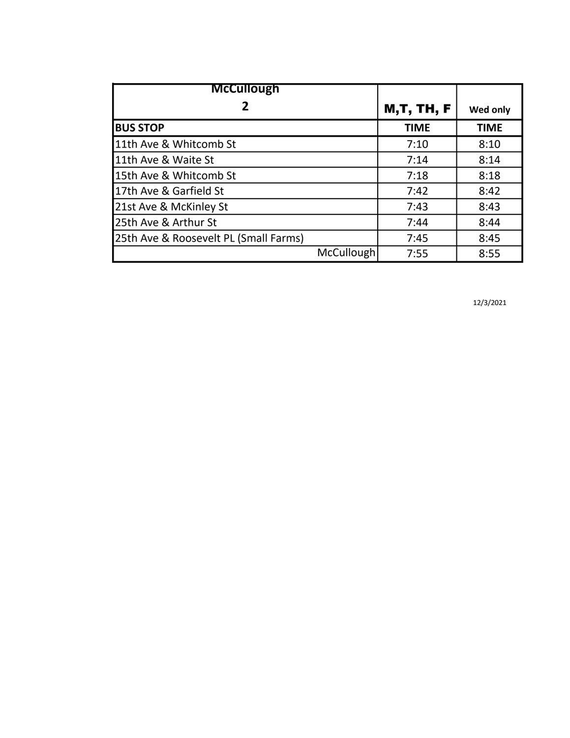| McCullough 2 | M,T, TH, F | Wed only |
|---|---|---|
| **BUS STOP** | **TIME** | **TIME** |
| 11th Ave & Whitcomb St | 7:10 | 8:10 |
| 11th Ave & Waite St | 7:14 | 8:14 |
| 15th Ave & Whitcomb St | 7:18 | 8:18 |
| 17th Ave & Garfield St | 7:42 | 8:42 |
| 21st Ave & McKinley St | 7:43 | 8:43 |
| 25th Ave & Arthur St | 7:44 | 8:44 |
| 25th Ave & Roosevelt PL (Small Farms) | 7:45 | 8:45 |
| McCullough | 7:55 | 8:55 |

12/3/2021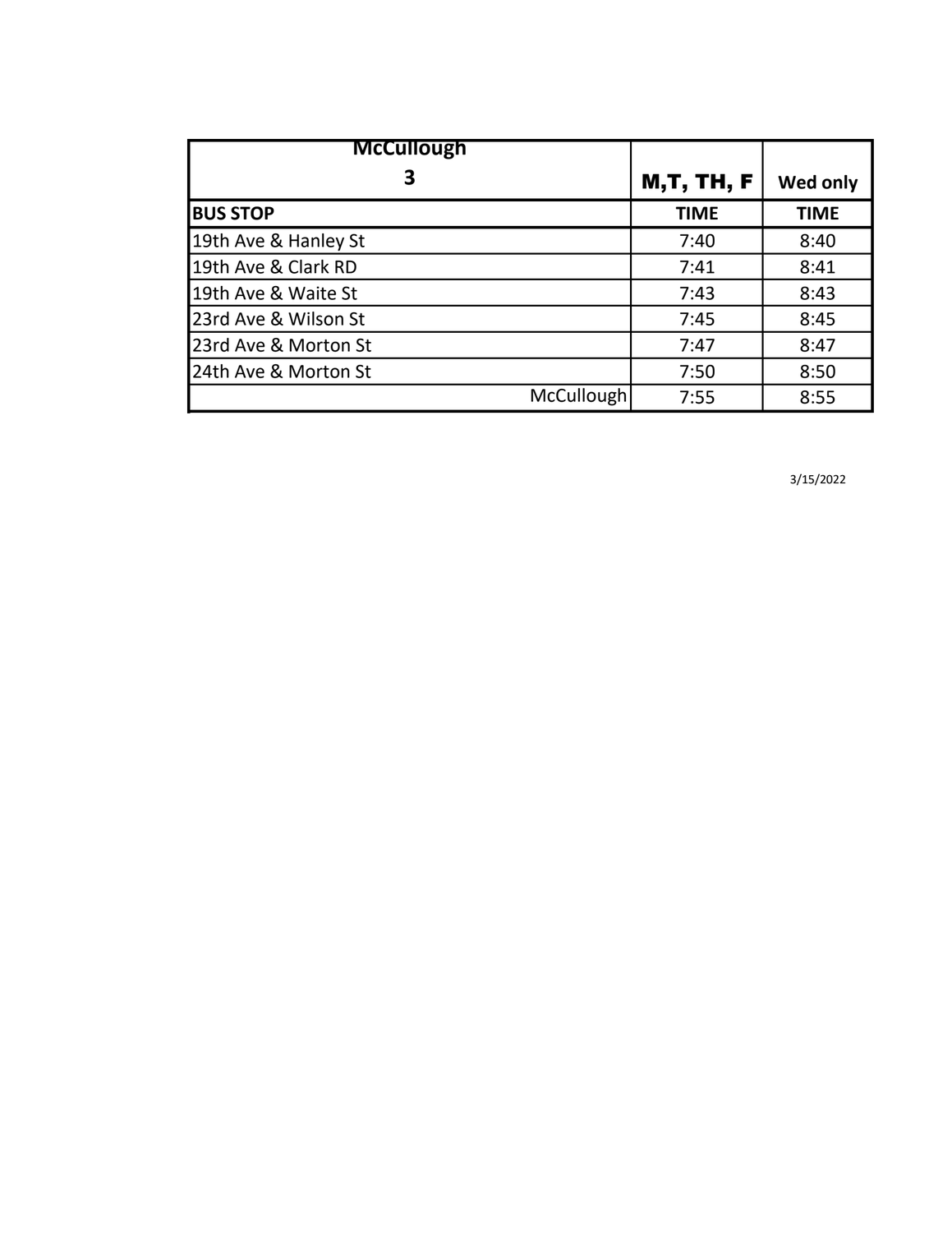| McCullough 3 | M,T, TH, F | Wed only |
|---|---|---|
| **BUS STOP** | **TIME** | **TIME** |
| 19th Ave & Hanley St | 7:40 | 8:40 |
| 19th Ave & Clark RD | 7:41 | 8:41 |
| 19th Ave & Waite St | 7:43 | 8:43 |
| 23rd Ave & Wilson St | 7:45 | 8:45 |
| 23rd Ave & Morton St | 7:47 | 8:47 |
| 24th Ave & Morton St | 7:50 | 8:50 |
| McCullough | 7:55 | 8:55 |

3/15/2022